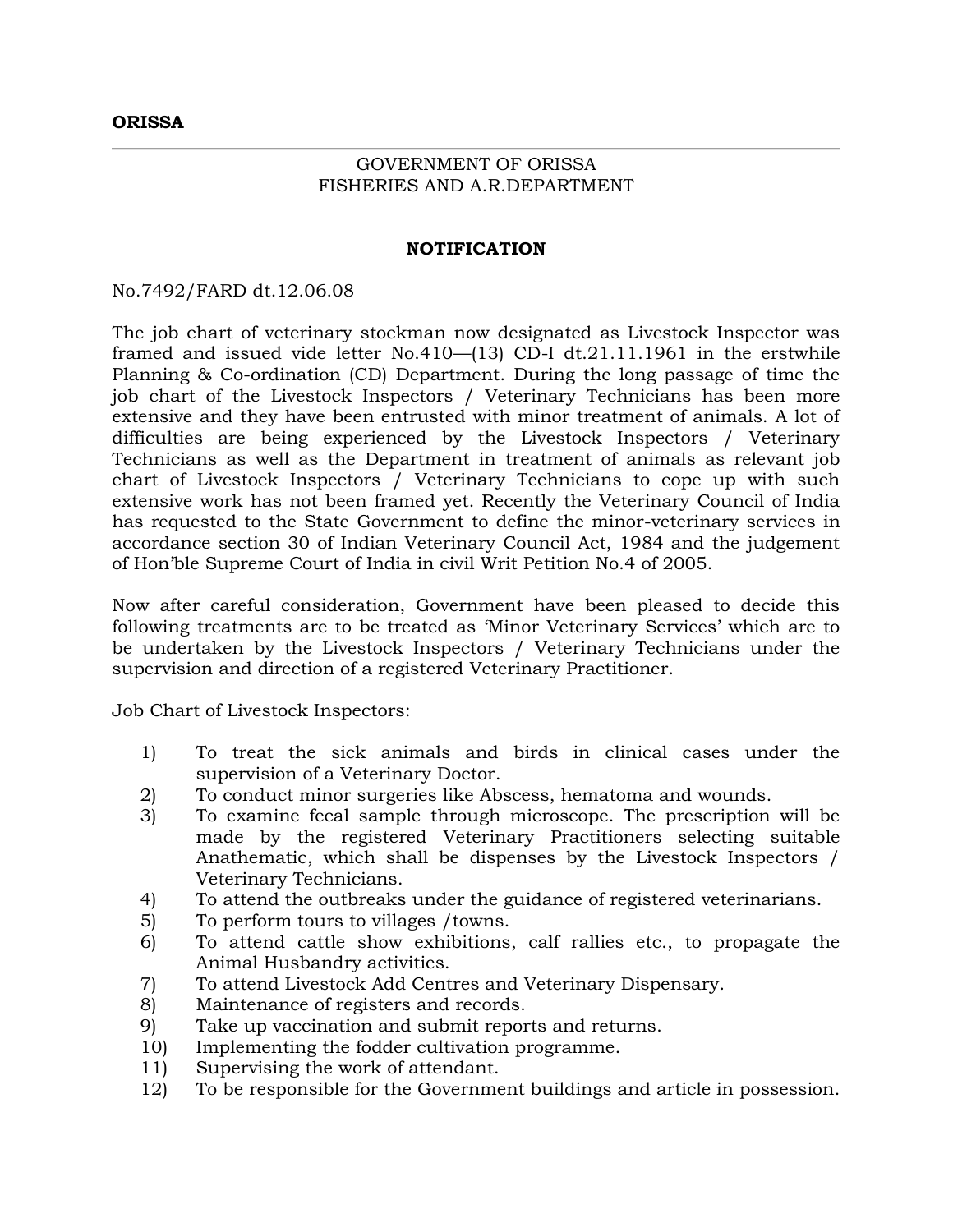**ORISSA**

GOVERNMENT OF ORISSA
FISHERIES AND A.R.DEPARTMENT

**NOTIFICATION**

No.7492/FARD dt.12.06.08

The job chart of veterinary stockman now designated as Livestock Inspector was framed and issued vide letter No.410—(13) CD-I dt.21.11.1961 in the erstwhile Planning & Co-ordination (CD) Department. During the long passage of time the job chart of the Livestock Inspectors / Veterinary Technicians has been more extensive and they have been entrusted with minor treatment of animals. A lot of difficulties are being experienced by the Livestock Inspectors / Veterinary Technicians as well as the Department in treatment of animals as relevant job chart of Livestock Inspectors / Veterinary Technicians to cope up with such extensive work has not been framed yet. Recently the Veterinary Council of India has requested to the State Government to define the minor-veterinary services in accordance section 30 of Indian Veterinary Council Act, 1984 and the judgement of Hon'ble Supreme Court of India in civil Writ Petition No.4 of 2005.

Now after careful consideration, Government have been pleased to decide this following treatments are to be treated as 'Minor Veterinary Services' which are to be undertaken by the Livestock Inspectors / Veterinary Technicians under the supervision and direction of a registered Veterinary Practitioner.

Job Chart of Livestock Inspectors:

1) To treat the sick animals and birds in clinical cases under the supervision of a Veterinary Doctor.
2) To conduct minor surgeries like Abscess, hematoma and wounds.
3) To examine fecal sample through microscope. The prescription will be made by the registered Veterinary Practitioners selecting suitable Anathematic, which shall be dispenses by the Livestock Inspectors / Veterinary Technicians.
4) To attend the outbreaks under the guidance of registered veterinarians.
5) To perform tours to villages /towns.
6) To attend cattle show exhibitions, calf rallies etc., to propagate the Animal Husbandry activities.
7) To attend Livestock Add Centres and Veterinary Dispensary.
8) Maintenance of registers and records.
9) Take up vaccination and submit reports and returns.
10) Implementing the fodder cultivation programme.
11) Supervising the work of attendant.
12) To be responsible for the Government buildings and article in possession.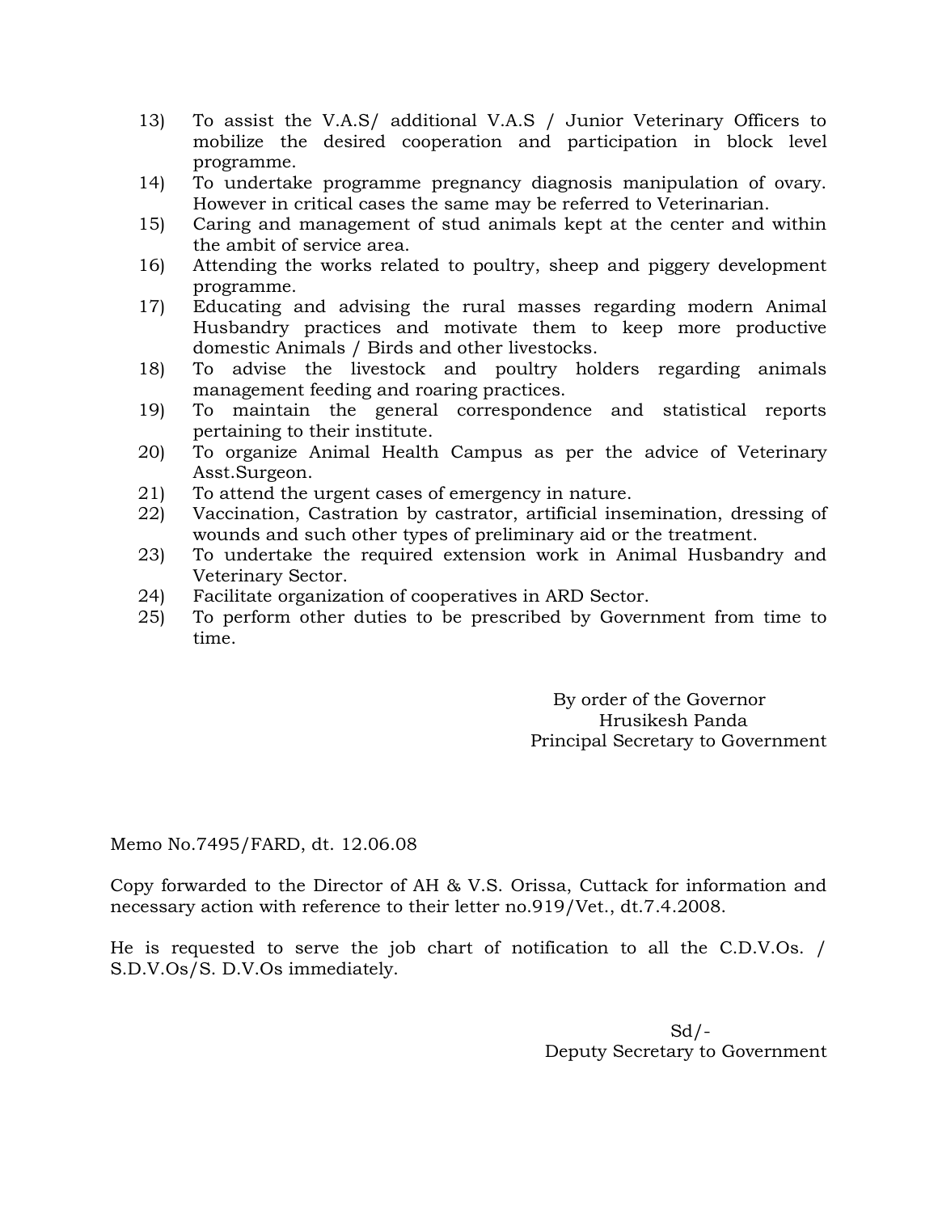13) To assist the V.A.S/ additional V.A.S / Junior Veterinary Officers to mobilize the desired cooperation and participation in block level programme.
14) To undertake programme pregnancy diagnosis manipulation of ovary. However in critical cases the same may be referred to Veterinarian.
15) Caring and management of stud animals kept at the center and within the ambit of service area.
16) Attending the works related to poultry, sheep and piggery development programme.
17) Educating and advising the rural masses regarding modern Animal Husbandry practices and motivate them to keep more productive domestic Animals / Birds and other livestocks.
18) To advise the livestock and poultry holders regarding animals management feeding and roaring practices.
19) To maintain the general correspondence and statistical reports pertaining to their institute.
20) To organize Animal Health Campus as per the advice of Veterinary Asst.Surgeon.
21) To attend the urgent cases of emergency in nature.
22) Vaccination, Castration by castrator, artificial insemination, dressing of wounds and such other types of preliminary aid or the treatment.
23) To undertake the required extension work in Animal Husbandry and Veterinary Sector.
24) Facilitate organization of cooperatives in ARD Sector.
25) To perform other duties to be prescribed by Government from time to time.

By order of the Governor
Hrusikesh Panda
Principal Secretary to Government

Memo No.7495/FARD, dt. 12.06.08

Copy forwarded to the Director of AH & V.S. Orissa, Cuttack for information and necessary action with reference to their letter no.919/Vet., dt.7.4.2008.

He is requested to serve the job chart of notification to all the C.D.V.Os. / S.D.V.Os/S. D.V.Os immediately.

Sd/-
Deputy Secretary to Government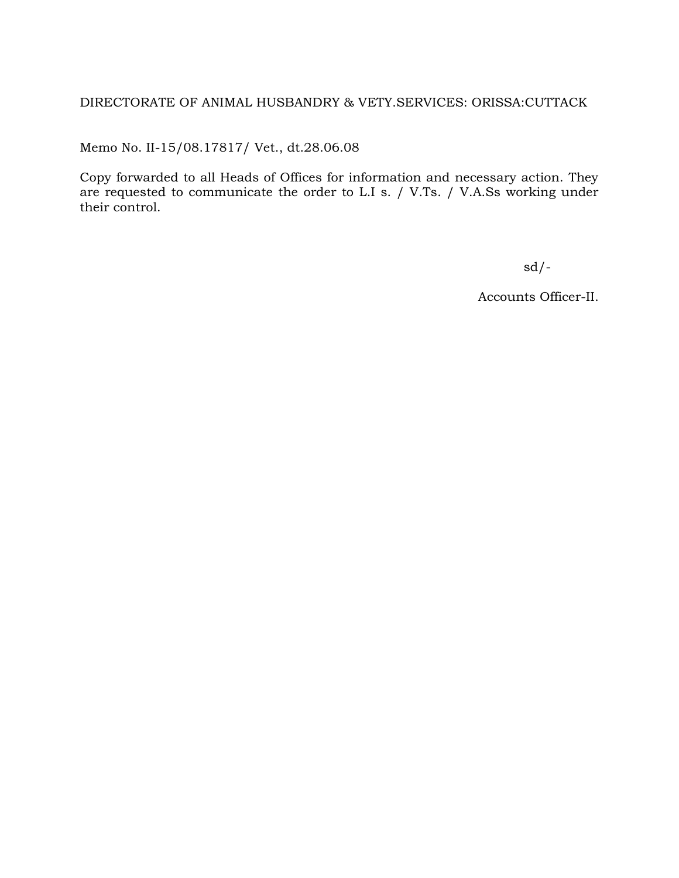DIRECTORATE OF ANIMAL HUSBANDRY & VETY.SERVICES: ORISSA:CUTTACK

Memo No. II-15/08.17817/ Vet., dt.28.06.08

Copy forwarded to all Heads of Offices for information and necessary action. They are requested to communicate the order to L.I s. / V.Ts. / V.A.Ss working under their control.

sd/-

Accounts Officer-II.